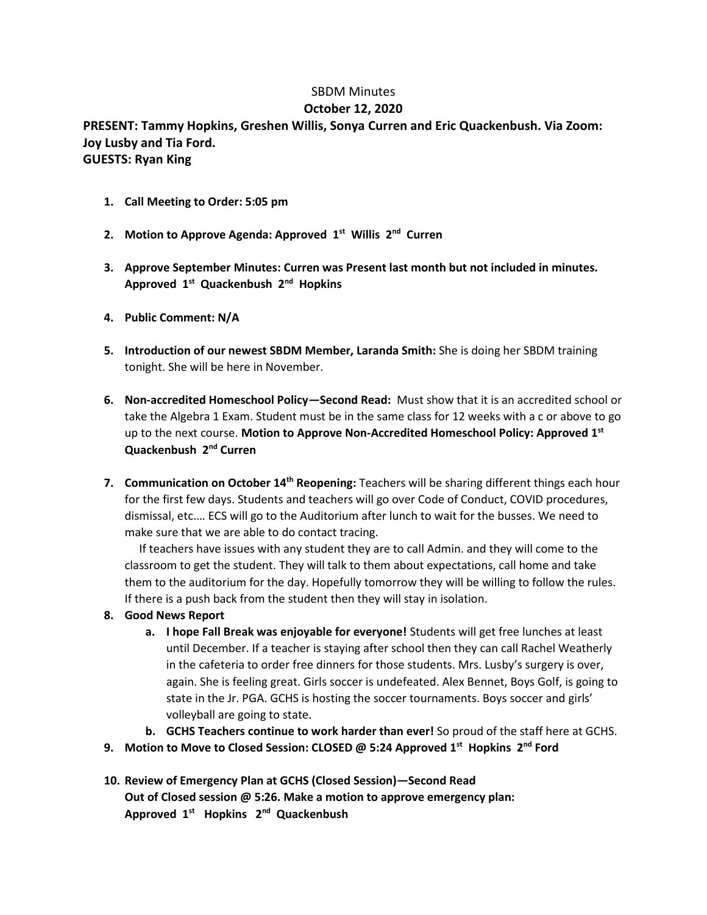# SBDM Minutes

## October 12, 2020

**PRESENT: Tammy Hopkins, Greshen Willis, Sonya Curren and Eric Quackenbush. Via Zoom: Joy Lusby and Tia Ford.**
**GUESTS: Ryan King**

1. **Call Meeting to Order: 5:05 pm**

2. **Motion to Approve Agenda: Approved 1st Willis 2nd Curren**

3. **Approve September Minutes: Curren was Present last month but not included in minutes. Approved 1st Quackenbush 2nd Hopkins**

4. **Public Comment: N/A**

5. **Introduction of our newest SBDM Member, Laranda Smith:** She is doing her SBDM training tonight. She will be here in November.

6. **Non-accredited Homeschool Policy—Second Read:** Must show that it is an accredited school or take the Algebra 1 Exam. Student must be in the same class for 12 weeks with a c or above to go up to the next course. **Motion to Approve Non-Accredited Homeschool Policy: Approved 1st Quackenbush 2nd Curren**

7. **Communication on October 14th Reopening:** Teachers will be sharing different things each hour for the first few days. Students and teachers will go over Code of Conduct, COVID procedures, dismissal, etc.… ECS will go to the Auditorium after lunch to wait for the busses. We need to make sure that we are able to do contact tracing.

   If teachers have issues with any student they are to call Admin. and they will come to the classroom to get the student. They will talk to them about expectations, call home and take them to the auditorium for the day. Hopefully tomorrow they will be willing to follow the rules. If there is a push back from the student then they will stay in isolation.

8. **Good News Report**
   a. **I hope Fall Break was enjoyable for everyone!** Students will get free lunches at least until December. If a teacher is staying after school then they can call Rachel Weatherly in the cafeteria to order free dinners for those students. Mrs. Lusby's surgery is over, again. She is feeling great. Girls soccer is undefeated. Alex Bennet, Boys Golf, is going to state in the Jr. PGA. GCHS is hosting the soccer tournaments. Boys soccer and girls' volleyball are going to state.
   b. **GCHS Teachers continue to work harder than ever!** So proud of the staff here at GCHS.

9. **Motion to Move to Closed Session: CLOSED @ 5:24 Approved 1st Hopkins 2nd Ford**

10. **Review of Emergency Plan at GCHS (Closed Session)—Second Read**
    **Out of Closed session @ 5:26. Make a motion to approve emergency plan:**
    **Approved 1st Hopkins 2nd Quackenbush**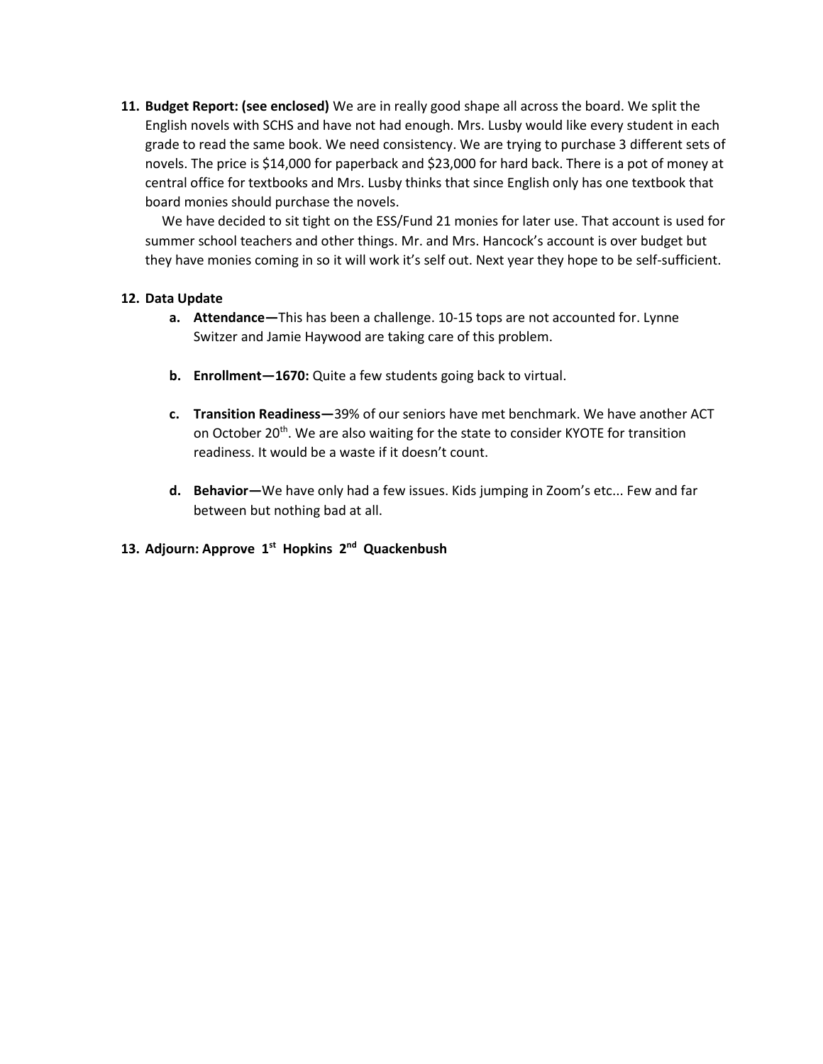11. **Budget Report: (see enclosed)** We are in really good shape all across the board. We split the English novels with SCHS and have not had enough. Mrs. Lusby would like every student in each grade to read the same book. We need consistency. We are trying to purchase 3 different sets of novels. The price is $14,000 for paperback and $23,000 for hard back. There is a pot of money at central office for textbooks and Mrs. Lusby thinks that since English only has one textbook that board monies should purchase the novels.

    We have decided to sit tight on the ESS/Fund 21 monies for later use. That account is used for summer school teachers and other things. Mr. and Mrs. Hancock's account is over budget but they have monies coming in so it will work it's self out. Next year they hope to be self-sufficient.

12. **Data Update**
    a. **Attendance—**This has been a challenge. 10-15 tops are not accounted for. Lynne Switzer and Jamie Haywood are taking care of this problem.

    b. **Enrollment—1670:** Quite a few students going back to virtual.

    c. **Transition Readiness—**39% of our seniors have met benchmark. We have another ACT on October 20th. We are also waiting for the state to consider KYOTE for transition readiness. It would be a waste if it doesn't count.

    d. **Behavior—**We have only had a few issues. Kids jumping in Zoom's etc... Few and far between but nothing bad at all.

13. **Adjourn: Approve 1st Hopkins 2nd Quackenbush**